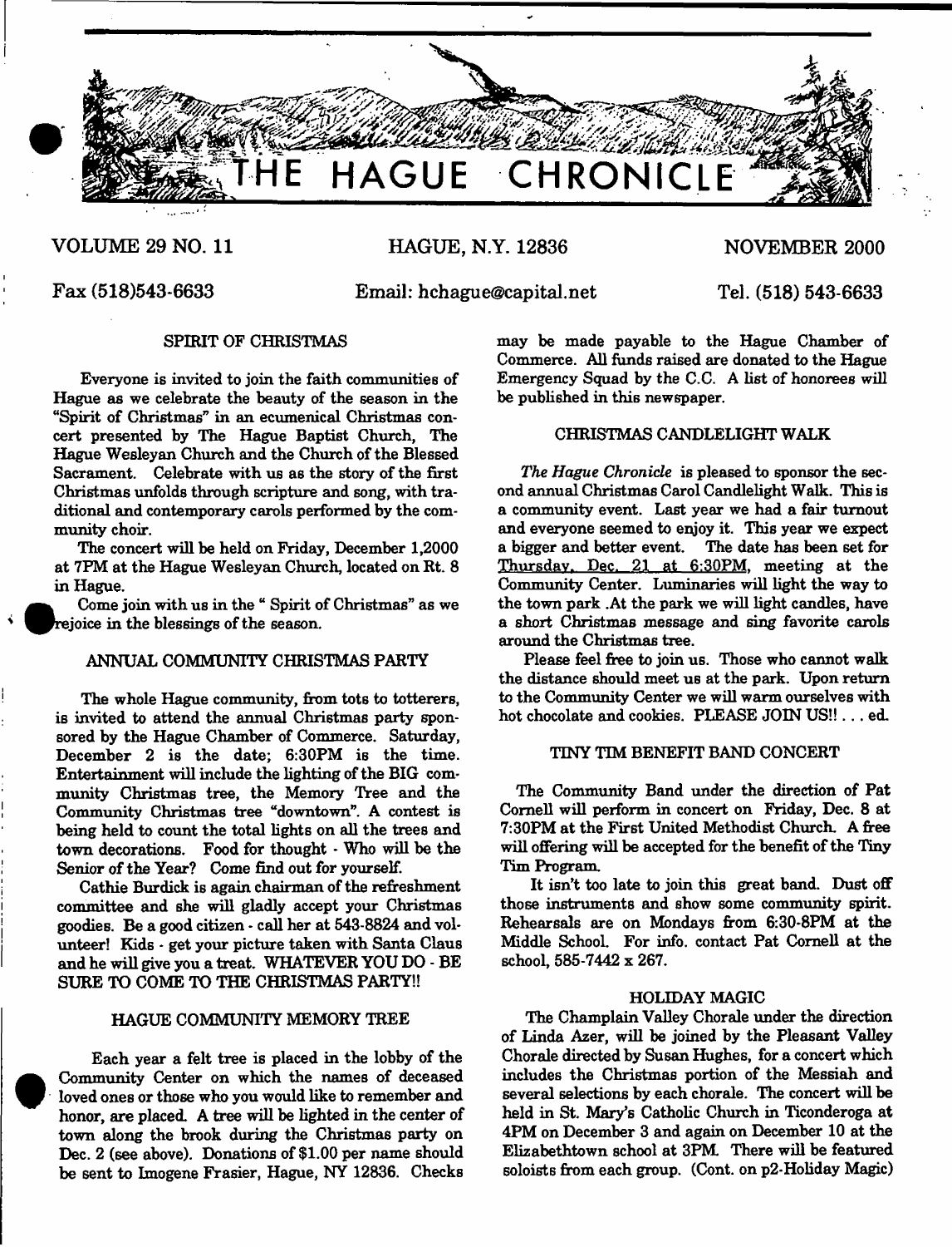# THE HAGUE CHRONICLE

VOLUME 29 NO. 11 — HAGUE, N.Y. 12836 — NOVEMBER 2000

Fax (518)543-6633 — Email: hchague@capital.net — Tel. (518) 543-6633

## SPIRIT OF CHRISTMAS

Everyone is invited to join the faith communities of Hague as we celebrate the beauty of the season in the "Spirit of Christmas" in an ecumenical Christmas concert presented by The Hague Baptist Church, The Hague Wesleyan Church and the Church of the Blessed Sacrament. Celebrate with us as the story of the first Christmas unfolds through scripture and song, with traditional and contemporary carols performed by the community choir.

The concert will be held on Friday, December 1,2000 at 7PM at the Hague Wesleyan Church, located on Rt. 8 in Hague.

Come join with us in the " Spirit of Christmas" as we rejoice in the blessings of the season.

## ANNUAL COMMUNITY CHRISTMAS PARTY

The whole Hague community, from tots to totterers, is invited to attend the annual Christmas party sponsored by the Hague Chamber of Commerce. Saturday, December 2 is the date; 6:30PM is the time. Entertainment will include the lighting of the BIG community Christmas tree, the Memory Tree and the Community Christmas tree "downtown". A contest is being held to count the total lights on all the trees and town decorations. Food for thought - Who will be the Senior of the Year? Come find out for yourself.

Cathie Burdick is again chairman of the refreshment committee and she will gladly accept your Christmas goodies. Be a good citizen - call her at 543-8824 and volunteer! Kids - get your picture taken with Santa Claus and he will give you a treat. WHATEVER YOU DO - BE SURE TO COME TO THE CHRISTMAS PARTY!!

## HAGUE COMMUNITY MEMORY TREE

Each year a felt tree is placed in the lobby of the Community Center on which the names of deceased loved ones or those who you would like to remember and honor, are placed. A tree will be lighted in the center of town along the brook during the Christmas party on Dec. 2 (see above). Donations of $1.00 per name should be sent to Imogene Frasier, Hague, NY 12836. Checks may be made payable to the Hague Chamber of Commerce. All funds raised are donated to the Hague Emergency Squad by the C.C. A list of honorees will be published in this newspaper.

## CHRISTMAS CANDLELIGHT WALK

*The Hague Chronicle* is pleased to sponsor the second annual Christmas Carol Candlelight Walk. This is a community event. Last year we had a fair turnout and everyone seemed to enjoy it. This year we expect a bigger and better event. The date has been set for Thursday, Dec. 21 at 6:30PM, meeting at the Community Center. Luminaries will light the way to the town park .At the park we will light candles, have a short Christmas message and sing favorite carols around the Christmas tree.

Please feel free to join us. Those who cannot walk the distance should meet us at the park. Upon return to the Community Center we will warm ourselves with hot chocolate and cookies. PLEASE JOIN US!! . . . ed.

## TINY TIM BENEFIT BAND CONCERT

The Community Band under the direction of Pat Cornell will perform in concert on Friday, Dec. 8 at 7:30PM at the First United Methodist Church. A free will offering will be accepted for the benefit of the Tiny Tim Program.

It isn't too late to join this great band. Dust off those instruments and show some community spirit. Rehearsals are on Mondays from 6:30-8PM at the Middle School. For info. contact Pat Cornell at the school, 585-7442 x 267.

## HOLIDAY MAGIC

The Champlain Valley Chorale under the direction of Linda Azer, will be joined by the Pleasant Valley Chorale directed by Susan Hughes, for a concert which includes the Christmas portion of the Messiah and several selections by each chorale. The concert will be held in St. Mary's Catholic Church in Ticonderoga at 4PM on December 3 and again on December 10 at the Elizabethtown school at 3PM. There will be featured soloists from each group. (Cont. on p2-Holiday Magic)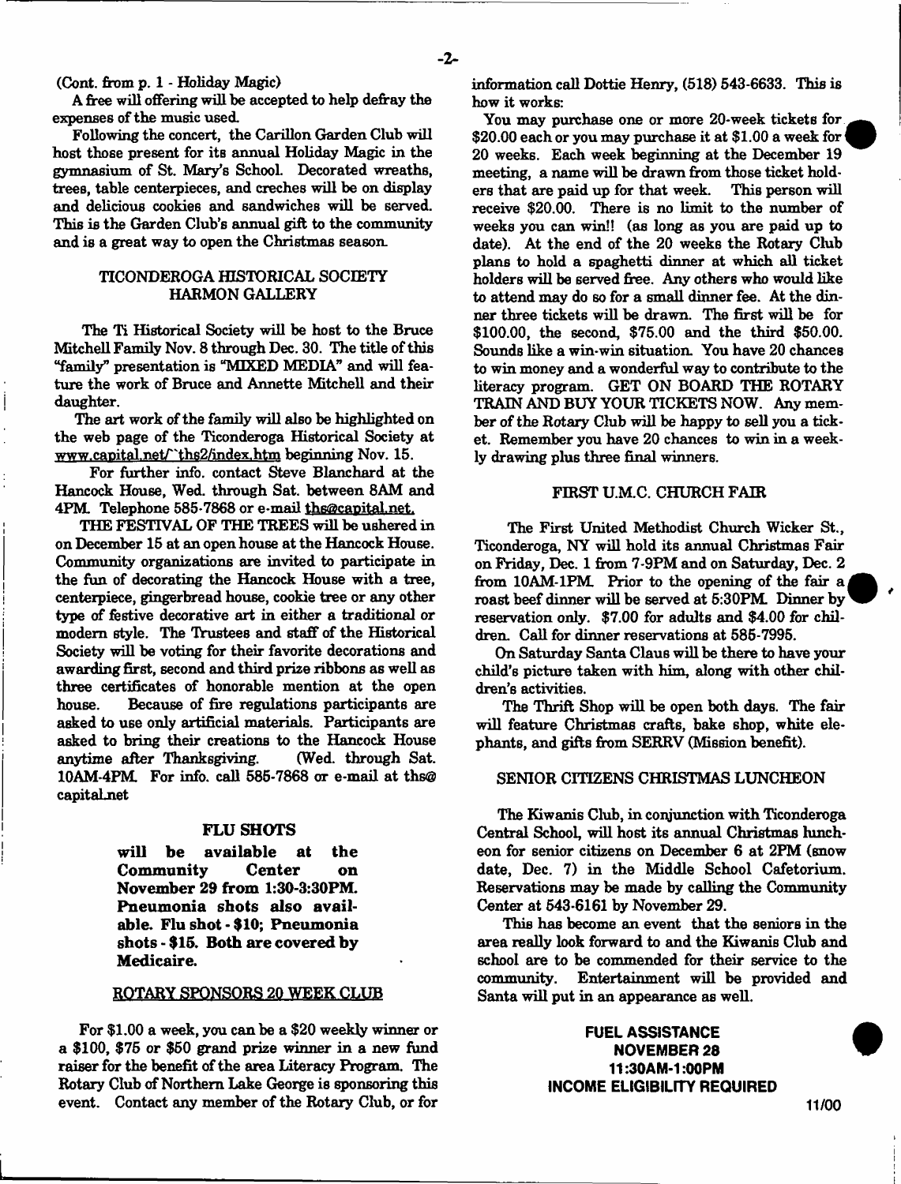(Cont. from p. 1 - Holiday Magic)

A free will offering will be accepted to help defray the expenses of the music used.

Following the concert, the Carillon Garden Club will host those present for its annual Holiday Magic in the gymnasium of St. Mary's School. Decorated wreaths, trees, table centerpieces, and creches will be on display and delicious cookies and sandwiches will be served. This is the Garden Club's annual gift to the community and is a great way to open the Christmas season.

## TICONDEROGA HISTORICAL SOCIETY HARMON GALLERY

The Ti Historical Society will be host to the Bruce Mitchell Family Nov. 8 through Dec. 30. The title of this "family" presentation is "MIXED MEDIA" and will feature the work of Bruce and Annette Mitchell and their daughter.

The art work of the family will also be highlighted on the web page of the Ticonderoga Historical Society at www.capital.net/~ths2/index.htm beginning Nov. 15.

For further info. contact Steve Blanchard at the Hancock House, Wed. through Sat. between 8AM and 4PM. Telephone 585-7868 or e-mail ths@capital.net.

THE FESTIVAL OF THE TREES will be ushered in on December 15 at an open house at the Hancock House. Community organizations are invited to participate in the fun of decorating the Hancock House with a tree, centerpiece, gingerbread house, cookie tree or any other type of festive decorative art in either a traditional or modern style. The Trustees and staff of the Historical Society will be voting for their favorite decorations and awarding first, second and third prize ribbons as well as three certificates of honorable mention at the open house. Because of fire regulations participants are asked to use only artificial materials. Participants are asked to bring their creations to the Hancock House anytime after Thanksgiving. (Wed. through Sat. 10AM-4PM. For info. call 585-7868 or e-mail at ths@capital.net

## FLU SHOTS

**will be available at the Community Center on November 29 from 1:30-3:30PM. Pneumonia shots also available. Flu shot - $10; Pneumonia shots - $15. Both are covered by Medicaire.**

## ROTARY SPONSORS 20 WEEK CLUB

For $1.00 a week, you can be a $20 weekly winner or a $100, $75 or $50 grand prize winner in a new fund raiser for the benefit of the area Literacy Program. The Rotary Club of Northern Lake George is sponsoring this event. Contact any member of the Rotary Club, or for information call Dottie Henry, (518) 543-6633. This is how it works:

You may purchase one or more 20-week tickets for $20.00 each or you may purchase it at $1.00 a week for 20 weeks. Each week beginning at the December 19 meeting, a name will be drawn from those ticket holders that are paid up for that week. This person will receive $20.00. There is no limit to the number of weeks you can win!! (as long as you are paid up to date). At the end of the 20 weeks the Rotary Club plans to hold a spaghetti dinner at which all ticket holders will be served free. Any others who would like to attend may do so for a small dinner fee. At the dinner three tickets will be drawn. The first will be for $100.00, the second, $75.00 and the third $50.00. Sounds like a win-win situation. You have 20 chances to win money and a wonderful way to contribute to the literacy program. GET ON BOARD THE ROTARY TRAIN AND BUY YOUR TICKETS NOW. Any member of the Rotary Club will be happy to sell you a ticket. Remember you have 20 chances to win in a weekly drawing plus three final winners.

## FIRST U.M.C. CHURCH FAIR

The First United Methodist Church Wicker St., Ticonderoga, NY will hold its annual Christmas Fair on Friday, Dec. 1 from 7-9PM and on Saturday, Dec. 2 from 10AM-1PM. Prior to the opening of the fair a roast beef dinner will be served at 5:30PM. Dinner by reservation only. $7.00 for adults and $4.00 for children. Call for dinner reservations at 585-7995.

On Saturday Santa Claus will be there to have your child's picture taken with him, along with other children's activities.

The Thrift Shop will be open both days. The fair will feature Christmas crafts, bake shop, white elephants, and gifts from SERRV (Mission benefit).

## SENIOR CITIZENS CHRISTMAS LUNCHEON

The Kiwanis Club, in conjunction with Ticonderoga Central School, will host its annual Christmas luncheon for senior citizens on December 6 at 2PM (snow date, Dec. 7) in the Middle School Cafetorium. Reservations may be made by calling the Community Center at 543-6161 by November 29.

This has become an event that the seniors in the area really look forward to and the Kiwanis Club and school are to be commended for their service to the community. Entertainment will be provided and Santa will put in an appearance as well.

**FUEL ASSISTANCE**
**NOVEMBER 28**
**11:30AM-1:00PM**
**INCOME ELIGIBILITY REQUIRED**

11/00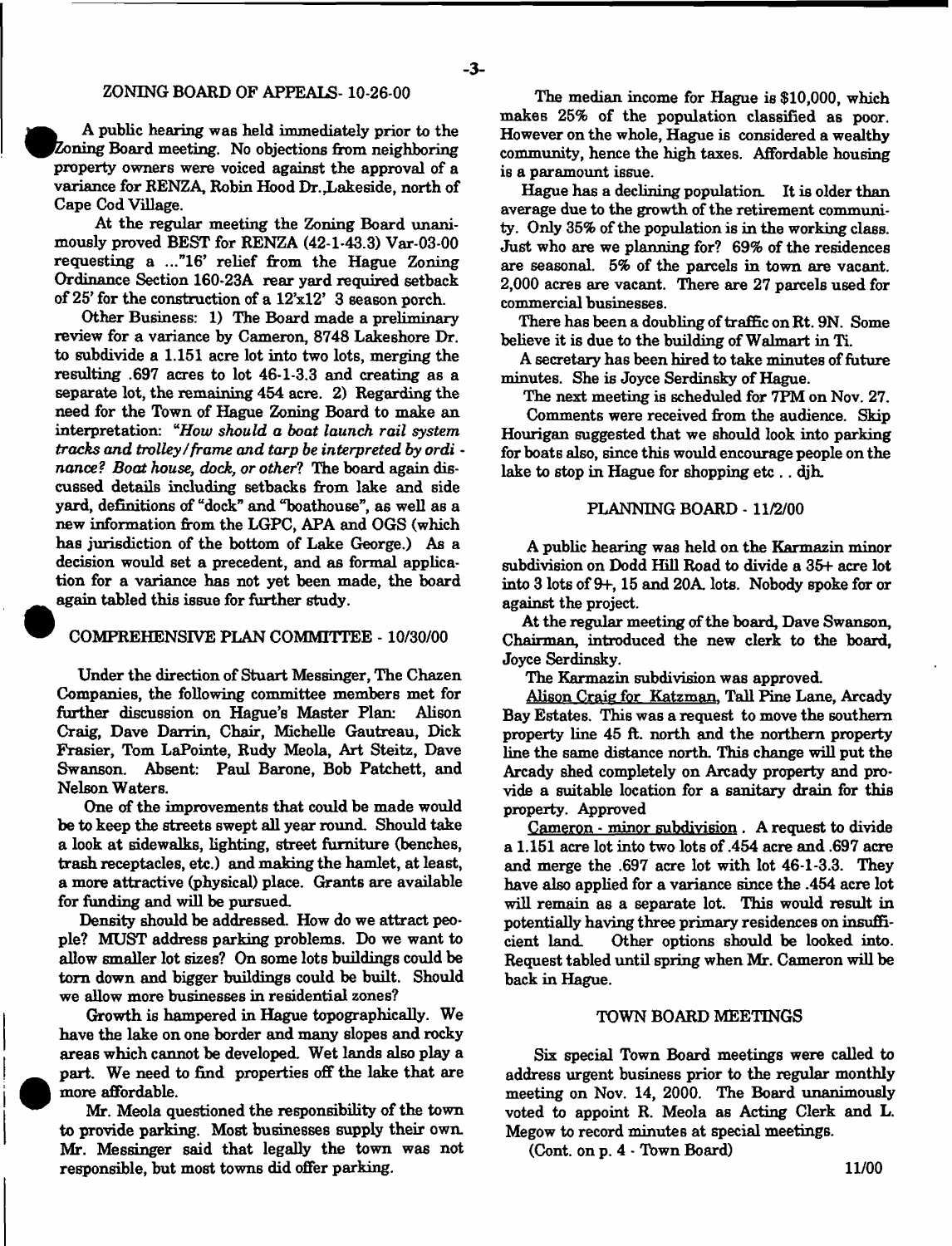## ZONING BOARD OF APPEALS- 10-26-00

A public hearing was held immediately prior to the Zoning Board meeting. No objections from neighboring property owners were voiced against the approval of a variance for RENZA, Robin Hood Dr.,Lakeside, north of Cape Cod Village.

At the regular meeting the Zoning Board unanimously proved BEST for RENZA (42-1-43.3) Var-03-00 requesting a ..."16' relief from the Hague Zoning Ordinance Section 160-23A rear yard required setback of 25' for the construction of a 12'x12' 3 season porch.

Other Business: 1) The Board made a preliminary review for a variance by Cameron, 8748 Lakeshore Dr. to subdivide a 1.151 acre lot into two lots, merging the resulting .697 acres to lot 46-1-3.3 and creating as a separate lot, the remaining 454 acre. 2) Regarding the need for the Town of Hague Zoning Board to make an interpretation: *"How should a boat launch rail system tracks and trolley/frame and tarp be interpreted by ordinance? Boat house, dock, or other?* The board again discussed details including setbacks from lake and side yard, definitions of "dock" and "boathouse", as well as a new information from the LGPC, APA and OGS (which has jurisdiction of the bottom of Lake George.) As a decision would set a precedent, and as formal application for a variance has not yet been made, the board again tabled this issue for further study.

## COMPREHENSIVE PLAN COMMITTEE - 10/30/00

Under the direction of Stuart Messinger, The Chazen Companies, the following committee members met for further discussion on Hague's Master Plan: Alison Craig, Dave Darrin, Chair, Michelle Gautreau, Dick Frasier, Tom LaPointe, Rudy Meola, Art Steitz, Dave Swanson. Absent: Paul Barone, Bob Patchett, and Nelson Waters.

One of the improvements that could be made would be to keep the streets swept all year round. Should take a look at sidewalks, lighting, street furniture (benches, trash receptacles, etc.) and making the hamlet, at least, a more attractive (physical) place. Grants are available for funding and will be pursued.

Density should be addressed. How do we attract people? MUST address parking problems. Do we want to allow smaller lot sizes? On some lots buildings could be torn down and bigger buildings could be built. Should we allow more businesses in residential zones?

Growth is hampered in Hague topographically. We have the lake on one border and many slopes and rocky areas which cannot be developed. Wet lands also play a part. We need to find properties off the lake that are more affordable.

Mr. Meola questioned the responsibility of the town to provide parking. Most businesses supply their own. Mr. Messinger said that legally the town was not responsible, but most towns did offer parking.

The median income for Hague is $10,000, which makes 25% of the population classified as poor. However on the whole, Hague is considered a wealthy community, hence the high taxes. Affordable housing is a paramount issue.

Hague has a declining population. It is older than average due to the growth of the retirement community. Only 35% of the population is in the working class. Just who are we planning for? 69% of the residences are seasonal. 5% of the parcels in town are vacant. 2,000 acres are vacant. There are 27 parcels used for commercial businesses.

There has been a doubling of traffic on Rt. 9N. Some believe it is due to the building of Walmart in Ti.

A secretary has been hired to take minutes of future minutes. She is Joyce Serdinsky of Hague.

The next meeting is scheduled for 7PM on Nov. 27.

Comments were received from the audience. Skip Hourigan suggested that we should look into parking for boats also, since this would encourage people on the lake to stop in Hague for shopping etc . . djh.

## PLANNING BOARD - 11/2/00

A public hearing was held on the Karmazin minor subdivision on Dodd Hill Road to divide a 35+ acre lot into 3 lots of 9+, 15 and 20A. lots. Nobody spoke for or against the project.

At the regular meeting of the board, Dave Swanson, Chairman, introduced the new clerk to the board, Joyce Serdinsky.

The Karmazin subdivision was approved.

Alison Craig for Katzman, Tall Pine Lane, Arcady Bay Estates. This was a request to move the southern property line 45 ft. north and the northern property line the same distance north. This change will put the Arcady shed completely on Arcady property and provide a suitable location for a sanitary drain for this property. Approved

Cameron - minor subdivision . A request to divide a 1.151 acre lot into two lots of .454 acre and .697 acre and merge the .697 acre lot with lot 46-1-3.3. They have also applied for a variance since the .454 acre lot will remain as a separate lot. This would result in potentially having three primary residences on insufficient land. Other options should be looked into. Request tabled until spring when Mr. Cameron will be back in Hague.

## TOWN BOARD MEETINGS

Six special Town Board meetings were called to address urgent business prior to the regular monthly meeting on Nov. 14, 2000. The Board unanimously voted to appoint R. Meola as Acting Clerk and L. Megow to record minutes at special meetings.

(Cont. on p. 4 - Town Board)

11/00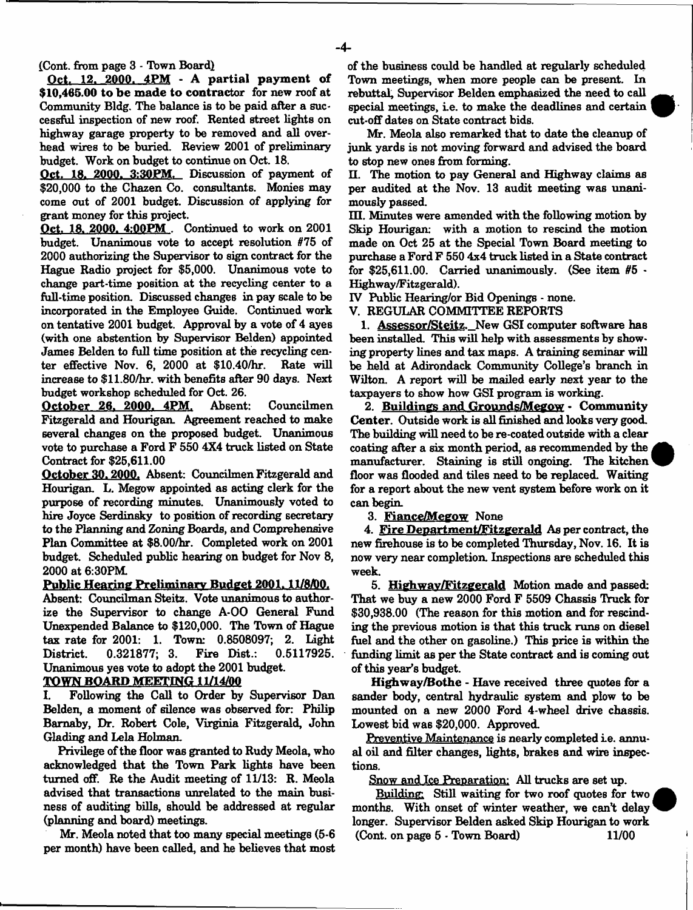(Cont. from page 3 - Town Board)

**Oct. 12, 2000, 4PM - A partial payment of $10,465.00 to be made to contractor** for new roof at Community Bldg. The balance is to be paid after a successful inspection of new roof. Rented street lights on highway garage property to be removed and all overhead wires to be buried. Review 2001 of preliminary budget. Work on budget to continue on Oct. 18.

**Oct. 18, 2000, 3:30PM.** Discussion of payment of $20,000 to the Chazen Co. consultants. Monies may come out of 2001 budget. Discussion of applying for grant money for this project.

**Oct. 18, 2000, 4:00PM.** Continued to work on 2001 budget. Unanimous vote to accept resolution #75 of 2000 authorizing the Supervisor to sign contract for the Hague Radio project for $5,000. Unanimous vote to change part-time position at the recycling center to a full-time position. Discussed changes in pay scale to be incorporated in the Employee Guide. Continued work on tentative 2001 budget. Approval by a vote of 4 ayes (with one abstention by Supervisor Belden) appointed James Belden to full time position at the recycling center effective Nov. 6, 2000 at $10.40/hr. Rate will increase to $11.80/hr. with benefits after 90 days. Next budget workshop scheduled for Oct. 26.

**October 26, 2000, 4PM.** Absent: Councilmen Fitzgerald and Hourigan. Agreement reached to make several changes on the proposed budget. Unanimous vote to purchase a Ford F 550 4X4 truck listed on State Contract for $25,611.00

**October 30, 2000.** Absent: Councilmen Fitzgerald and Hourigan. L. Megow appointed as acting clerk for the purpose of recording minutes. Unanimously voted to hire Joyce Serdinsky to position of recording secretary to the Planning and Zoning Boards, and Comprehensive Plan Committee at $8.00/hr. Completed work on 2001 budget. Scheduled public hearing on budget for Nov 8, 2000 at 6:30PM.

**Public Hearing Preliminary Budget 2001, 11/8/00.** Absent: Councilman Steitz. Vote unanimous to authorize the Supervisor to change A-OO General Fund Unexpended Balance to $120,000. The Town of Hague tax rate for 2001: 1. Town: 0.8508097; 2. Light District. 0.321877; 3. Fire Dist.: 0.5117925. Unanimous yes vote to adopt the 2001 budget.

**TOWN BOARD MEETING 11/14/00**

I. Following the Call to Order by Supervisor Dan Belden, a moment of silence was observed for: Philip Barnaby, Dr. Robert Cole, Virginia Fitzgerald, John Glading and Lela Holman.

Privilege of the floor was granted to Rudy Meola, who acknowledged that the Town Park lights have been turned off. Re the Audit meeting of 11/13: R. Meola advised that transactions unrelated to the main business of auditing bills, should be addressed at regular (planning and board) meetings.

Mr. Meola noted that too many special meetings (5-6 per month) have been called, and he believes that most of the business could be handled at regularly scheduled Town meetings, when more people can be present. In rebuttal, Supervisor Belden emphasized the need to call special meetings, i.e. to make the deadlines and certain cut-off dates on State contract bids.

Mr. Meola also remarked that to date the cleanup of junk yards is not moving forward and advised the board to stop new ones from forming.

II. The motion to pay General and Highway claims as per audited at the Nov. 13 audit meeting was unanimously passed.

III. Minutes were amended with the following motion by Skip Hourigan: with a motion to rescind the motion made on Oct 25 at the Special Town Board meeting to purchase a Ford F 550 4x4 truck listed in a State contract for $25,611.00. Carried unanimously. (See item #5 - Highway/Fitzgerald).

IV Public Hearing/or Bid Openings - none.

V. REGULAR COMMITTEE REPORTS

1. Assessor/Steitz. New GSI computer software has been installed. This will help with assessments by showing property lines and tax maps. A training seminar will be held at Adirondack Community College's branch in Wilton. A report will be mailed early next year to the taxpayers to show how GSI program is working.

2. **Buildings and Grounds/Megow - Community Center.** Outside work is all finished and looks very good. The building will need to be re-coated outside with a clear coating after a six month period, as recommended by the manufacturer. Staining is still ongoing. The kitchen floor was flooded and tiles need to be replaced. Waiting for a report about the new vent system before work on it can begin.

3. Fiance/Megow None

4. Fire Department/Fitzgerald As per contract, the new firehouse is to be completed Thursday, Nov. 16. It is now very near completion. Inspections are scheduled this week.

5. Highway/Fitzgerald Motion made and passed: That we buy a new 2000 Ford F 5509 Chassis Truck for $30,938.00 (The reason for this motion and for rescinding the previous motion is that this truck runs on diesel fuel and the other on gasoline.) This price is within the funding limit as per the State contract and is coming out of this year's budget.

Highway/Bothe - Have received three quotes for a sander body, central hydraulic system and plow to be mounted on a new 2000 Ford 4-wheel drive chassis. Lowest bid was $20,000. Approved.

Preventive Maintenance is nearly completed i.e. annual oil and filter changes, lights, brakes and wire inspections.

Snow and Ice Preparation: All trucks are set up.

Building: Still waiting for two roof quotes for two months. With onset of winter weather, we can't delay longer. Supervisor Belden asked Skip Hourigan to work (Cont. on page 5 - Town Board)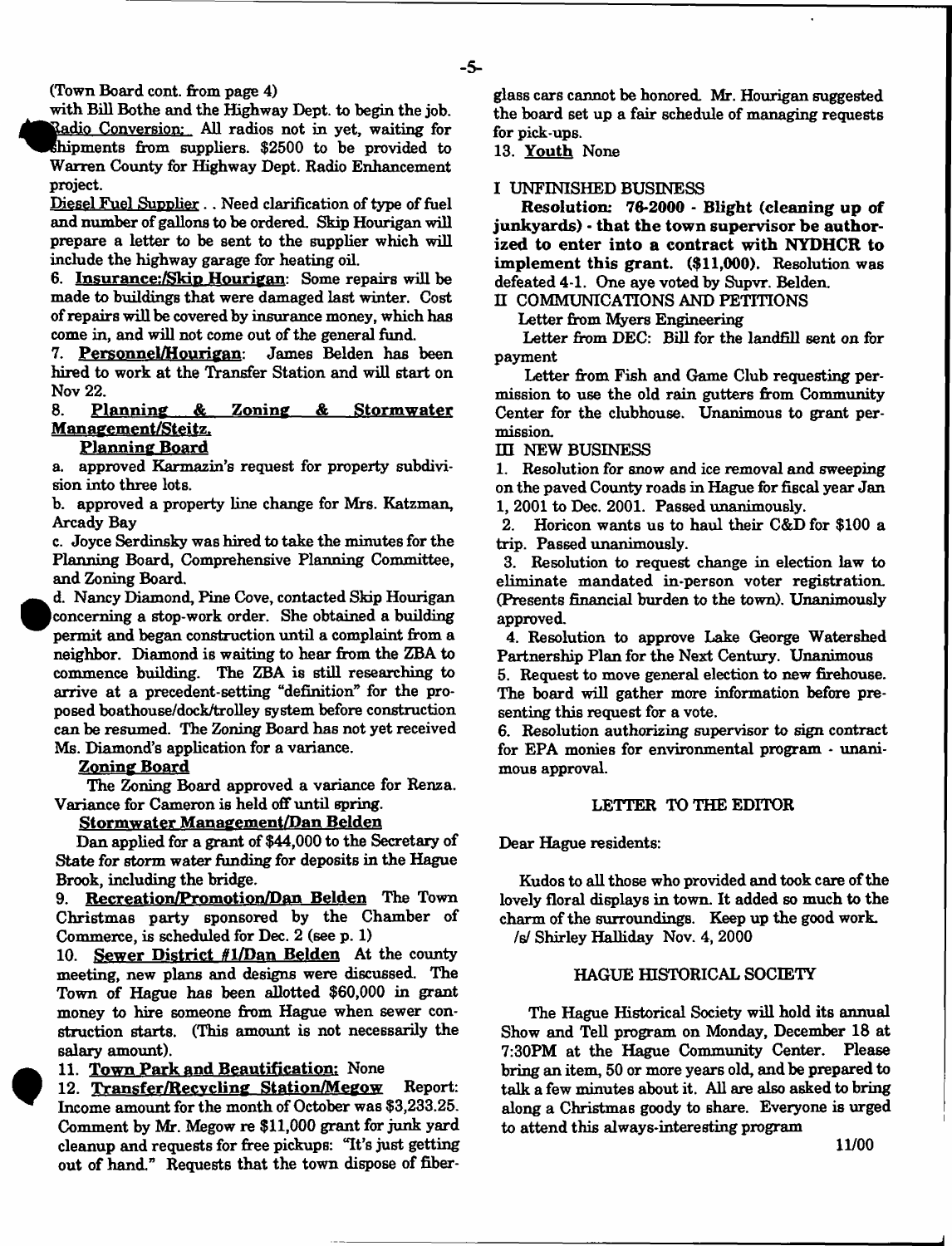(Town Board cont. from page 4)

with Bill Bothe and the Highway Dept. to begin the job.

Radio Conversion: All radios not in yet, waiting for shipments from suppliers. $2500 to be provided to Warren County for Highway Dept. Radio Enhancement project.

Diesel Fuel Supplier . . Need clarification of type of fuel and number of gallons to be ordered. Skip Hourigan will prepare a letter to be sent to the supplier which will include the highway garage for heating oil.

6. **Insurance:/Skip Hourigan**: Some repairs will be made to buildings that were damaged last winter. Cost of repairs will be covered by insurance money, which has come in, and will not come out of the general fund.

7. **Personnel/Hourigan**: James Belden has been hired to work at the Transfer Station and will start on Nov 22.

8. **Planning & Zoning & Stormwater Management/Steitz.**

**Planning Board**

a. approved Karmazin's request for property subdivision into three lots.

b. approved a property line change for Mrs. Katzman, Arcady Bay

c. Joyce Serdinsky was hired to take the minutes for the Planning Board, Comprehensive Planning Committee, and Zoning Board.

d. Nancy Diamond, Pine Cove, contacted Skip Hourigan concerning a stop-work order. She obtained a building permit and began construction until a complaint from a neighbor. Diamond is waiting to hear from the ZBA to commence building. The ZBA is still researching to arrive at a precedent-setting "definition" for the proposed boathouse/dock/trolley system before construction can be resumed. The Zoning Board has not yet received Ms. Diamond's application for a variance.

**Zoning Board**

The Zoning Board approved a variance for Renza. Variance for Cameron is held off until spring.

**Stormwater Management/Dan Belden**

Dan applied for a grant of $44,000 to the Secretary of State for storm water funding for deposits in the Hague Brook, including the bridge.

9. **Recreation/Promotion/Dan Belden** The Town Christmas party sponsored by the Chamber of Commerce, is scheduled for Dec. 2 (see p. 1)

10. **Sewer District #1/Dan Belden** At the county meeting, new plans and designs were discussed. The Town of Hague has been allotted $60,000 in grant money to hire someone from Hague when sewer construction starts. (This amount is not necessarily the salary amount).

11. **Town Park and Beautification:** None

12. **Transfer/Recycling Station/Megow** Report: Income amount for the month of October was $3,233.25. Comment by Mr. Megow re $11,000 grant for junk yard cleanup and requests for free pickups: "It's just getting out of hand." Requests that the town dispose of fiberglass cars cannot be honored. Mr. Hourigan suggested the board set up a fair schedule of managing requests for pick-ups.

13. **Youth** None

I UNFINISHED BUSINESS

**Resolution: 76-2000 - Blight (cleaning up of junkyards) - that the town supervisor be authorized to enter into a contract with NYDHCR to implement this grant. ($11,000).** Resolution was defeated 4-1. One aye voted by Supvr. Belden.

II COMMUNICATIONS AND PETITIONS

Letter from Myers Engineering

Letter from DEC: Bill for the landfill sent on for payment

Letter from Fish and Game Club requesting permission to use the old rain gutters from Community Center for the clubhouse. Unanimous to grant permission.

III NEW BUSINESS

1. Resolution for snow and ice removal and sweeping on the paved County roads in Hague for fiscal year Jan 1, 2001 to Dec. 2001. Passed unanimously.

2. Horicon wants us to haul their C&D for $100 a trip. Passed unanimously.

3. Resolution to request change in election law to eliminate mandated in-person voter registration. (Presents financial burden to the town). Unanimously approved.

4. Resolution to approve Lake George Watershed Partnership Plan for the Next Century. Unanimous

5. Request to move general election to new firehouse. The board will gather more information before presenting this request for a vote.

6. Resolution authorizing supervisor to sign contract for EPA monies for environmental program - unanimous approval.

## LETTER TO THE EDITOR

Dear Hague residents:

Kudos to all those who provided and took care of the lovely floral displays in town. It added so much to the charm of the surroundings. Keep up the good work.
/s/ Shirley Halliday Nov. 4, 2000

## HAGUE HISTORICAL SOCIETY

The Hague Historical Society will hold its annual Show and Tell program on Monday, December 18 at 7:30PM at the Hague Community Center. Please bring an item, 50 or more years old, and be prepared to talk a few minutes about it. All are also asked to bring along a Christmas goody to share. Everyone is urged to attend this always-interesting program

11/00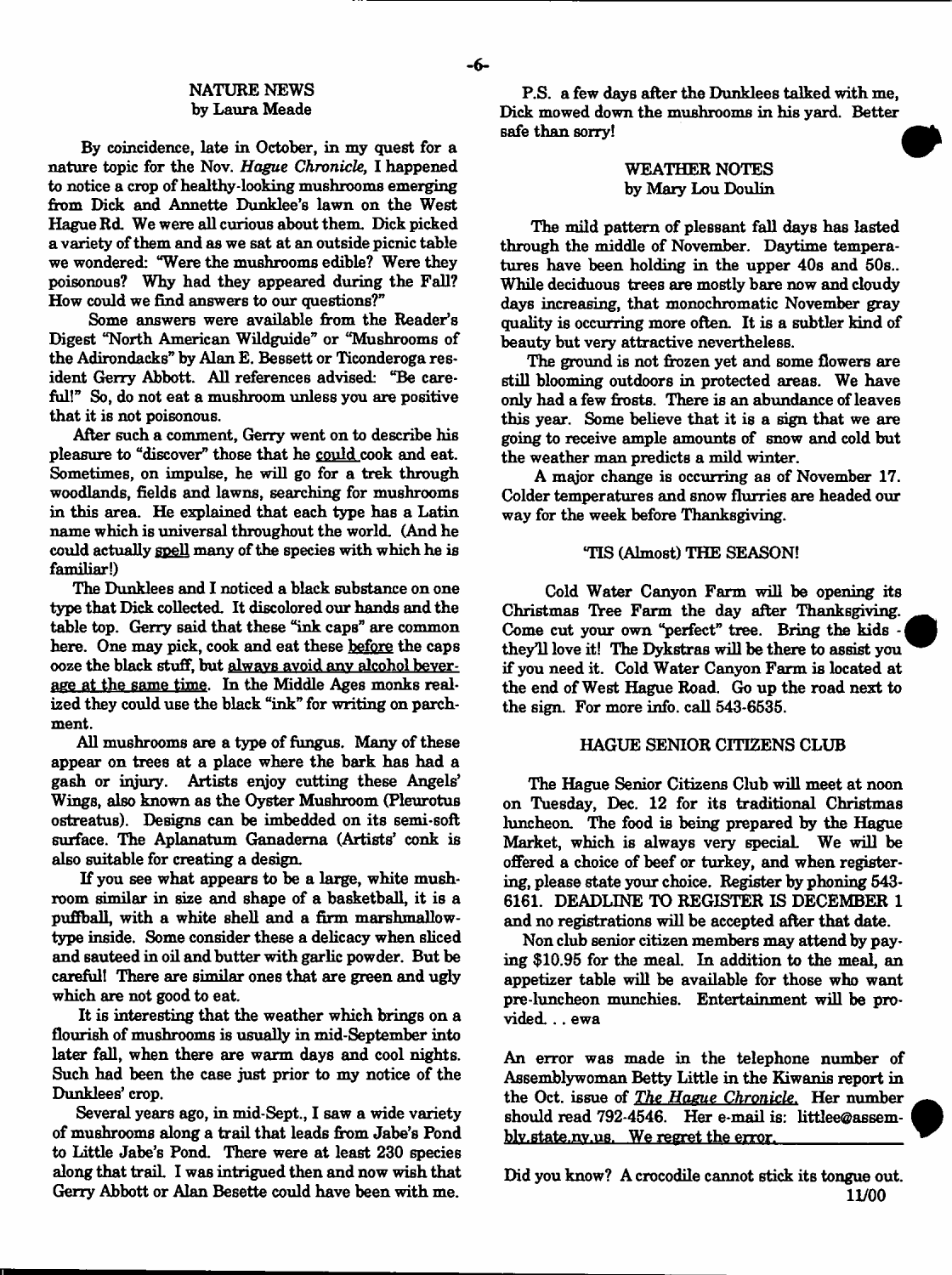## NATURE NEWS
by Laura Meade

By coincidence, late in October, in my quest for a nature topic for the Nov. *Hague Chronicle*, I happened to notice a crop of healthy-looking mushrooms emerging from Dick and Annette Dunklee's lawn on the West Hague Rd. We were all curious about them. Dick picked a variety of them and as we sat at an outside picnic table we wondered: "Were the mushrooms edible? Were they poisonous? Why had they appeared during the Fall? How could we find answers to our questions?"

Some answers were available from the Reader's Digest "North American Wildguide" or "Mushrooms of the Adirondacks" by Alan E. Bessett or Ticonderoga resident Gerry Abbott. All references advised: "Be careful!" So, do not eat a mushroom unless you are positive that it is not poisonous.

After such a comment, Gerry went on to describe his pleasure to "discover" those that he could cook and eat. Sometimes, on impulse, he will go for a trek through woodlands, fields and lawns, searching for mushrooms in this area. He explained that each type has a Latin name which is universal throughout the world. (And he could actually spell many of the species with which he is familiar!)

The Dunklees and I noticed a black substance on one type that Dick collected. It discolored our hands and the table top. Gerry said that these "ink caps" are common here. One may pick, cook and eat these before the caps ooze the black stuff, but always avoid any alcohol beverage at the same time. In the Middle Ages monks realized they could use the black "ink" for writing on parchment.

All mushrooms are a type of fungus. Many of these appear on trees at a place where the bark has had a gash or injury. Artists enjoy cutting these Angels' Wings, also known as the Oyster Mushroom (Pleurotus ostreatus). Designs can be imbedded on its semi-soft surface. The Aplanatum Ganaderna (Artists' conk is also suitable for creating a design.

If you see what appears to be a large, white mushroom similar in size and shape of a basketball, it is a puffball, with a white shell and a firm marshmallow-type inside. Some consider these a delicacy when sliced and sauteed in oil and butter with garlic powder. But be careful! There are similar ones that are green and ugly which are not good to eat.

It is interesting that the weather which brings on a flourish of mushrooms is usually in mid-September into later fall, when there are warm days and cool nights. Such had been the case just prior to my notice of the Dunklees' crop.

Several years ago, in mid-Sept., I saw a wide variety of mushrooms along a trail that leads from Jabe's Pond to Little Jabe's Pond. There were at least 230 species along that trail. I was intrigued then and now wish that Gerry Abbott or Alan Besette could have been with me.

P.S. a few days after the Dunklees talked with me, Dick mowed down the mushrooms in his yard. Better safe than sorry!

## WEATHER NOTES
by Mary Lou Doulin

The mild pattern of plessant fall days has lasted through the middle of November. Daytime temperatures have been holding in the upper 40s and 50s.. While deciduous trees are mostly bare now and cloudy days increasing, that monochromatic November gray quality is occurring more often. It is a subtler kind of beauty but very attractive nevertheless.

The ground is not frozen yet and some flowers are still blooming outdoors in protected areas. We have only had a few frosts. There is an abundance of leaves this year. Some believe that it is a sign that we are going to receive ample amounts of snow and cold but the weather man predicts a mild winter.

A major change is occurring as of November 17. Colder temperatures and snow flurries are headed our way for the week before Thanksgiving.

## 'TIS (Almost) THE SEASON!

Cold Water Canyon Farm will be opening its Christmas Tree Farm the day after Thanksgiving. Come cut your own "perfect" tree. Bring the kids - they'll love it! The Dykstras will be there to assist you if you need it. Cold Water Canyon Farm is located at the end of West Hague Road. Go up the road next to the sign. For more info. call 543-6535.

## HAGUE SENIOR CITIZENS CLUB

The Hague Senior Citizens Club will meet at noon on Tuesday, Dec. 12 for its traditional Christmas luncheon. The food is being prepared by the Hague Market, which is always very special. We will be offered a choice of beef or turkey, and when registering, please state your choice. Register by phoning 543-6161. DEADLINE TO REGISTER IS DECEMBER 1 and no registrations will be accepted after that date.

Non club senior citizen members may attend by paying $10.95 for the meal. In addition to the meal, an appetizer table will be available for those who want pre-luncheon munchies. Entertainment will be provided. . . ewa

An error was made in the telephone number of Assemblywoman Betty Little in the Kiwanis report in the Oct. issue of *The Hague Chronicle.* Her number should read 792-4546. Her e-mail is: littlee@assembly.state.ny.us. We regret the error.

Did you know? A crocodile cannot stick its tongue out.

11/00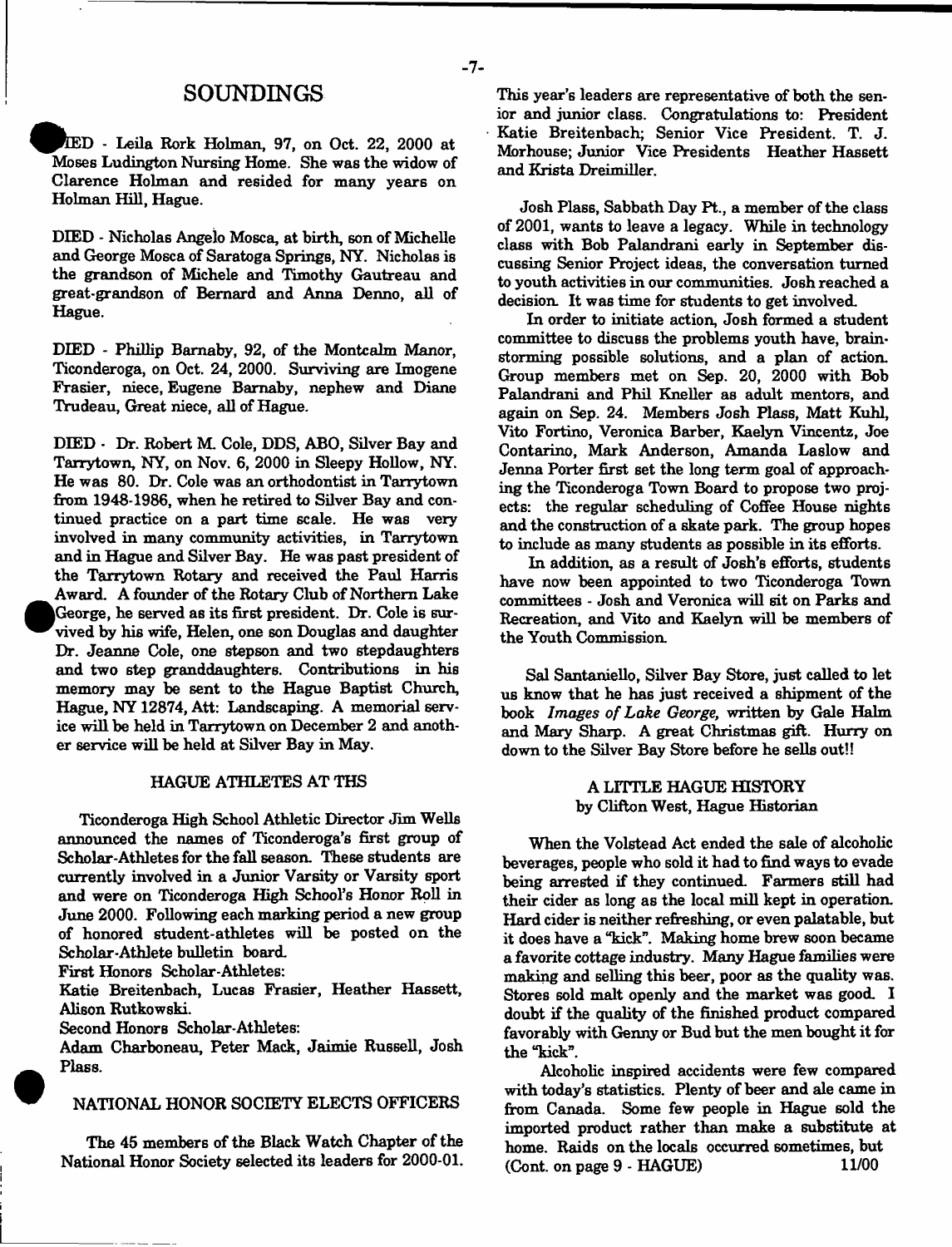# SOUNDINGS

DIED - Leila Rork Holman, 97, on Oct. 22, 2000 at Moses Ludington Nursing Home. She was the widow of Clarence Holman and resided for many years on Holman Hill, Hague.

DIED - Nicholas Angelo Mosca, at birth, son of Michelle and George Mosca of Saratoga Springs, NY. Nicholas is the grandson of Michele and Timothy Gautreau and great-grandson of Bernard and Anna Denno, all of Hague.

DIED - Phillip Barnaby, 92, of the Montcalm Manor, Ticonderoga, on Oct. 24, 2000. Surviving are Imogene Frasier, niece, Eugene Barnaby, nephew and Diane Trudeau, Great niece, all of Hague.

DIED - Dr. Robert M. Cole, DDS, ABO, Silver Bay and Tarrytown, NY, on Nov. 6, 2000 in Sleepy Hollow, NY. He was 80. Dr. Cole was an orthodontist in Tarrytown from 1948-1986, when he retired to Silver Bay and continued practice on a part time scale. He was very involved in many community activities, in Tarrytown and in Hague and Silver Bay. He was past president of the Tarrytown Rotary and received the Paul Harris Award. A founder of the Rotary Club of Northern Lake George, he served as its first president. Dr. Cole is survived by his wife, Helen, one son Douglas and daughter Dr. Jeanne Cole, one stepson and two stepdaughters and two step granddaughters. Contributions in his memory may be sent to the Hague Baptist Church, Hague, NY 12874, Att: Landscaping. A memorial service will be held in Tarrytown on December 2 and another service will be held at Silver Bay in May.

## HAGUE ATHLETES AT THS

Ticonderoga High School Athletic Director Jim Wells announced the names of Ticonderoga's first group of Scholar-Athletes for the fall season. These students are currently involved in a Junior Varsity or Varsity sport and were on Ticonderoga High School's Honor Roll in June 2000. Following each marking period a new group of honored student-athletes will be posted on the Scholar-Athlete bulletin board.

First Honors Scholar-Athletes:
Katie Breitenbach, Lucas Frasier, Heather Hassett, Alison Rutkowski.

Second Honors Scholar-Athletes:
Adam Charboneau, Peter Mack, Jaimie Russell, Josh Plass.

## NATIONAL HONOR SOCIETY ELECTS OFFICERS

The 45 members of the Black Watch Chapter of the National Honor Society selected its leaders for 2000-01. This year's leaders are representative of both the senior and junior class. Congratulations to: President Katie Breitenbach; Senior Vice President. T. J. Morhouse; Junior Vice Presidents Heather Hassett and Krista Dreimiller.

Josh Plass, Sabbath Day Pt., a member of the class of 2001, wants to leave a legacy. While in technology class with Bob Palandrani early in September discussing Senior Project ideas, the conversation turned to youth activities in our communities. Josh reached a decision. It was time for students to get involved.

In order to initiate action, Josh formed a student committee to discuss the problems youth have, brainstorming possible solutions, and a plan of action. Group members met on Sep. 20, 2000 with Bob Palandrani and Phil Kneller as adult mentors, and again on Sep. 24. Members Josh Plass, Matt Kuhl, Vito Fortino, Veronica Barber, Kaelyn Vincentz, Joe Contarino, Mark Anderson, Amanda Laslow and Jenna Porter first set the long term goal of approaching the Ticonderoga Town Board to propose two projects: the regular scheduling of Coffee House nights and the construction of a skate park. The group hopes to include as many students as possible in its efforts.

In addition, as a result of Josh's efforts, students have now been appointed to two Ticonderoga Town committees - Josh and Veronica will sit on Parks and Recreation, and Vito and Kaelyn will be members of the Youth Commission.

Sal Santaniello, Silver Bay Store, just called to let us know that he has just received a shipment of the book *Images of Lake George,* written by Gale Halm and Mary Sharp. A great Christmas gift. Hurry on down to the Silver Bay Store before he sells out!!

## A LITTLE HAGUE HISTORY
by Clifton West, Hague Historian

When the Volstead Act ended the sale of alcoholic beverages, people who sold it had to find ways to evade being arrested if they continued. Farmers still had their cider as long as the local mill kept in operation. Hard cider is neither refreshing, or even palatable, but it does have a "kick". Making home brew soon became a favorite cottage industry. Many Hague families were making and selling this beer, poor as the quality was. Stores sold malt openly and the market was good. I doubt if the quality of the finished product compared favorably with Genny or Bud but the men bought it for the "kick".

Alcoholic inspired accidents were few compared with today's statistics. Plenty of beer and ale came in from Canada. Some few people in Hague sold the imported product rather than make a substitute at home. Raids on the locals occurred sometimes, but (Cont. on page 9 - HAGUE)

11/00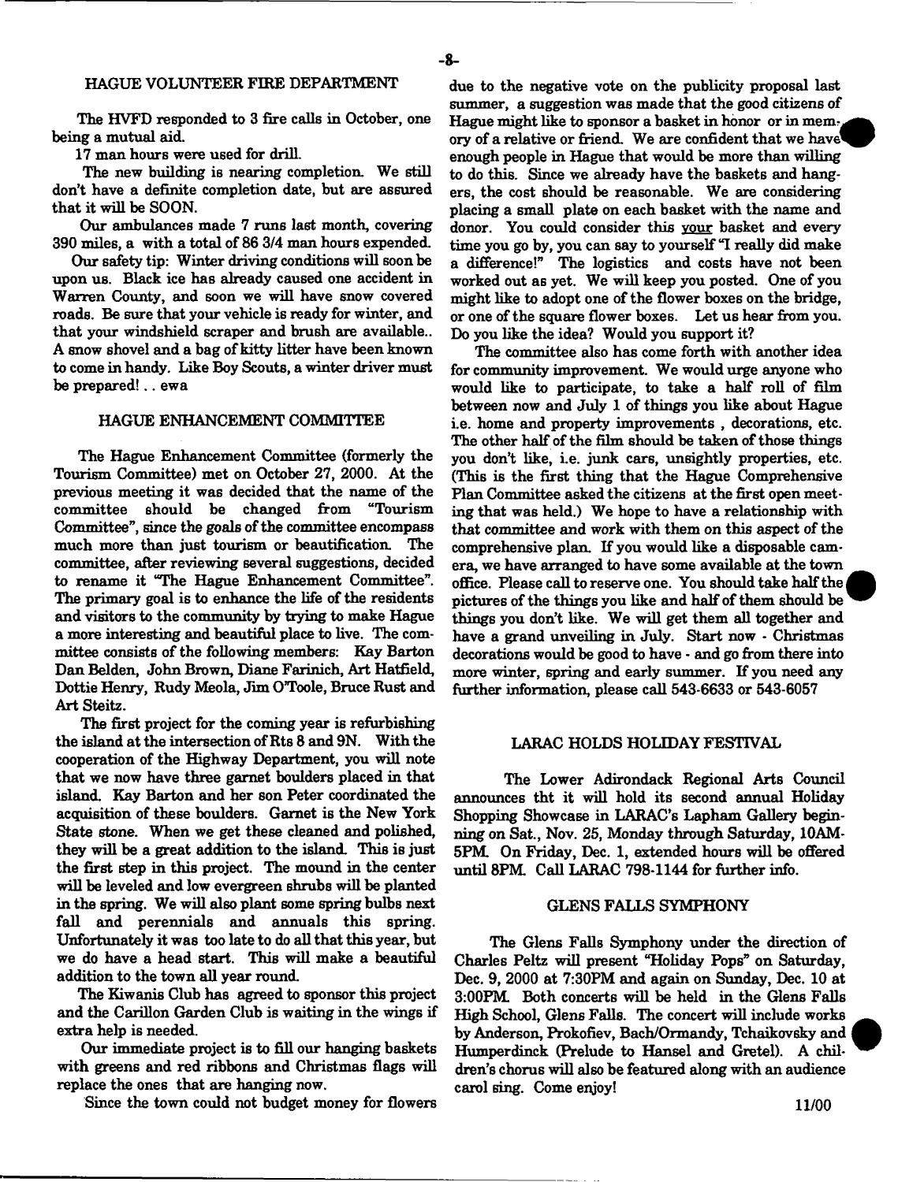## HAGUE VOLUNTEER FIRE DEPARTMENT

The HVFD responded to 3 fire calls in October, one being a mutual aid.

17 man hours were used for drill.

The new building is nearing completion. We still don't have a definite completion date, but are assured that it will be SOON.

Our ambulances made 7 runs last month, covering 390 miles, a with a total of 86 3/4 man hours expended.

Our safety tip: Winter driving conditions will soon be upon us. Black ice has already caused one accident in Warren County, and soon we will have snow covered roads. Be sure that your vehicle is ready for winter, and that your windshield scraper and brush are available.. A snow shovel and a bag of kitty litter have been known to come in handy. Like Boy Scouts, a winter driver must be prepared! .. ewa

## HAGUE ENHANCEMENT COMMITTEE

The Hague Enhancement Committee (formerly the Tourism Committee) met on October 27, 2000. At the previous meeting it was decided that the name of the committee should be changed from "Tourism Committee", since the goals of the committee encompass much more than just tourism or beautification. The committee, after reviewing several suggestions, decided to rename it "The Hague Enhancement Committee". The primary goal is to enhance the life of the residents and visitors to the community by trying to make Hague a more interesting and beautiful place to live. The committee consists of the following members: Kay Barton Dan Belden, John Brown, Diane Farinich, Art Hatfield, Dottie Henry, Rudy Meola, Jim O'Toole, Bruce Rust and Art Steitz.

The first project for the coming year is refurbishing the island at the intersection of Rts 8 and 9N. With the cooperation of the Highway Department, you will note that we now have three garnet boulders placed in that island. Kay Barton and her son Peter coordinated the acquisition of these boulders. Garnet is the New York State stone. When we get these cleaned and polished, they will be a great addition to the island. This is just the first step in this project. The mound in the center will be leveled and low evergreen shrubs will be planted in the spring. We will also plant some spring bulbs next fall and perennials and annuals this spring. Unfortunately it was too late to do all that this year, but we do have a head start. This will make a beautiful addition to the town all year round.

The Kiwanis Club has agreed to sponsor this project and the Carillon Garden Club is waiting in the wings if extra help is needed.

Our immediate project is to fill our hanging baskets with greens and red ribbons and Christmas flags will replace the ones that are hanging now.

Since the town could not budget money for flowers due to the negative vote on the publicity proposal last summer, a suggestion was made that the good citizens of Hague might like to sponsor a basket in honor or in memory of a relative or friend. We are confident that we have enough people in Hague that would be more than willing to do this. Since we already have the baskets and hangers, the cost should be reasonable. We are considering placing a small plate on each basket with the name and donor. You could consider this <u>your</u> basket and every time you go by, you can say to yourself "I really did make a difference!" The logistics and costs have not been worked out as yet. We will keep you posted. One of you might like to adopt one of the flower boxes on the bridge, or one of the square flower boxes. Let us hear from you. Do you like the idea? Would you support it?

The committee also has come forth with another idea for community improvement. We would urge anyone who would like to participate, to take a half roll of film between now and July 1 of things you like about Hague i.e. home and property improvements , decorations, etc. The other half of the film should be taken of those things you don't like, i.e. junk cars, unsightly properties, etc. (This is the first thing that the Hague Comprehensive Plan Committee asked the citizens at the first open meeting that was held.) We hope to have a relationship with that committee and work with them on this aspect of the comprehensive plan. If you would like a disposable camera, we have arranged to have some available at the town office. Please call to reserve one. You should take half the pictures of the things you like and half of them should be things you don't like. We will get them all together and have a grand unveiling in July. Start now - Christmas decorations would be good to have - and go from there into more winter, spring and early summer. If you need any further information, please call 543-6633 or 543-6057

## LARAC HOLDS HOLIDAY FESTIVAL

The Lower Adirondack Regional Arts Council announces tht it will hold its second annual Holiday Shopping Showcase in LARAC's Lapham Gallery beginning on Sat., Nov. 25, Monday through Saturday, 10AM-5PM. On Friday, Dec. 1, extended hours will be offered until 8PM. Call LARAC 798-1144 for further info.

## GLENS FALLS SYMPHONY

The Glens Falls Symphony under the direction of Charles Peltz will present "Holiday Pops" on Saturday, Dec. 9, 2000 at 7:30PM and again on Sunday, Dec. 10 at 3:00PM. Both concerts will be held in the Glens Falls High School, Glens Falls. The concert will include works by Anderson, Prokofiev, Bach/Ormandy, Tchaikovsky and Humperdinck (Prelude to Hansel and Gretel). A children's chorus will also be featured along with an audience carol sing. Come enjoy!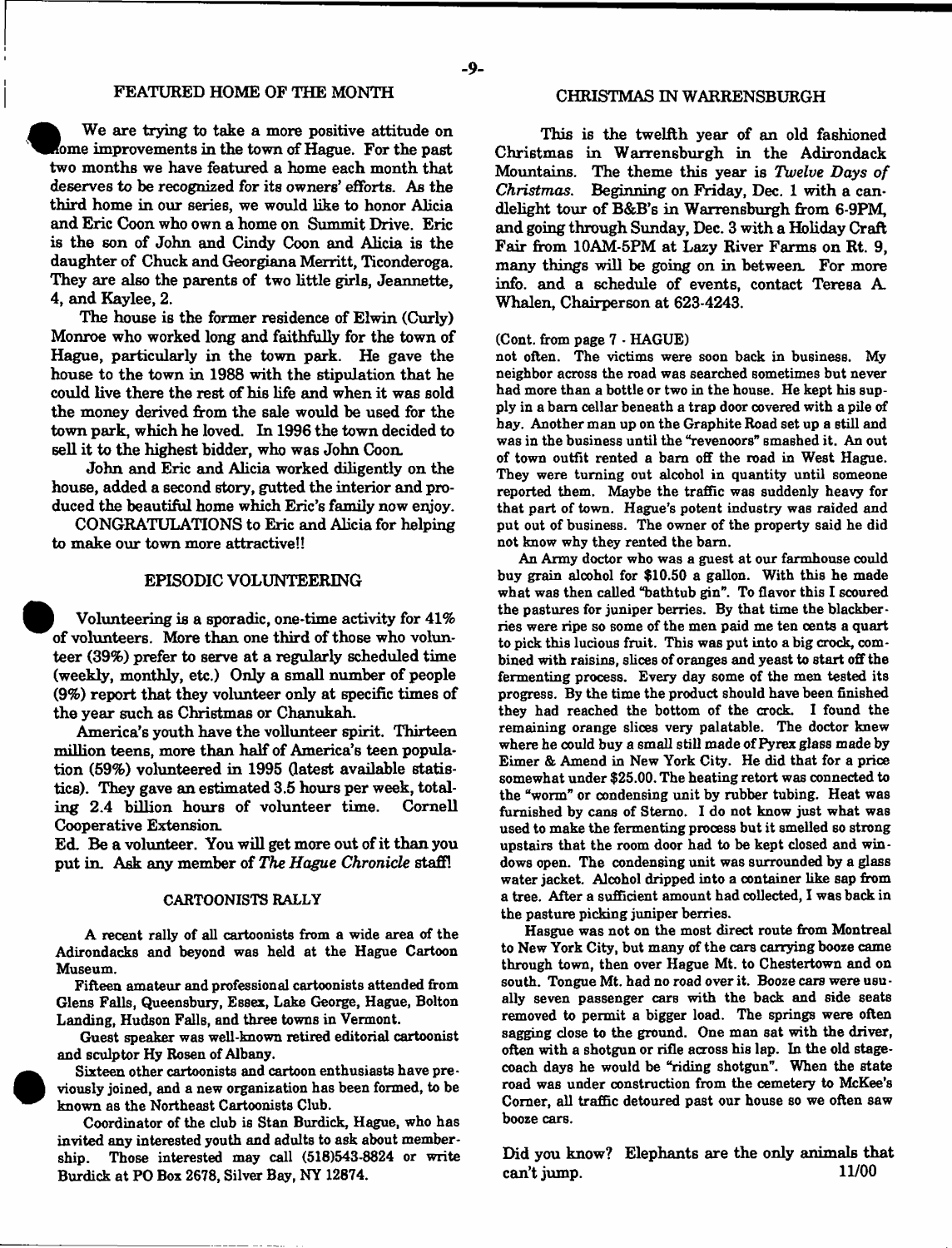## FEATURED HOME OF THE MONTH

We are trying to take a more positive attitude on home improvements in the town of Hague. For the past two months we have featured a home each month that deserves to be recognized for its owners' efforts. As the third home in our series, we would like to honor Alicia and Eric Coon who own a home on Summit Drive. Eric is the son of John and Cindy Coon and Alicia is the daughter of Chuck and Georgiana Merritt, Ticonderoga. They are also the parents of two little girls, Jeannette, 4, and Kaylee, 2.

The house is the former residence of Elwin (Curly) Monroe who worked long and faithfully for the town of Hague, particularly in the town park. He gave the house to the town in 1988 with the stipulation that he could live there the rest of his life and when it was sold the money derived from the sale would be used for the town park, which he loved. In 1996 the town decided to sell it to the highest bidder, who was John Coon.

John and Eric and Alicia worked diligently on the house, added a second story, gutted the interior and produced the beautiful home which Eric's family now enjoy.

CONGRATULATIONS to Eric and Alicia for helping to make our town more attractive!!

## EPISODIC VOLUNTEERING

Volunteering is a sporadic, one-time activity for 41% of volunteers. More than one third of those who volunteer (39%) prefer to serve at a regularly scheduled time (weekly, monthly, etc.) Only a small number of people (9%) report that they volunteer only at specific times of the year such as Christmas or Chanukah.

America's youth have the vollunteer spirit. Thirteen million teens, more than half of America's teen population (59%) volunteered in 1995 (latest available statistics). They gave an estimated 3.5 hours per week, totaling 2.4 billion hours of volunteer time. Cornell Cooperative Extension.

Ed. Be a volunteer. You will get more out of it than you put in. Ask any member of *The Hague Chronicle* staff!

## CARTOONISTS RALLY

A recent rally of all cartoonists from a wide area of the Adirondacks and beyond was held at the Hague Cartoon Museum.

Fifteen amateur and professional cartoonists attended from Glens Falls, Queensbury, Essex, Lake George, Hague, Bolton Landing, Hudson Falls, and three towns in Vermont.

Guest speaker was well-known retired editorial cartoonist and sculptor Hy Rosen of Albany.

Sixteen other cartoonists and cartoon enthusiasts have previously joined, and a new organization has been formed, to be known as the Northeast Cartoonists Club.

Coordinator of the club is Stan Burdick, Hague, who has invited any interested youth and adults to ask about membership. Those interested may call (518)543-8824 or write Burdick at PO Box 2678, Silver Bay, NY 12874.

## CHRISTMAS IN WARRENSBURGH

This is the twelfth year of an old fashioned Christmas in Warrensburgh in the Adirondack Mountains. The theme this year is *Twelve Days of Christmas*. Beginning on Friday, Dec. 1 with a candlelight tour of B&B's in Warrensburgh from 6-9PM, and going through Sunday, Dec. 3 with a Holiday Craft Fair from 10AM-5PM at Lazy River Farms on Rt. 9, many things will be going on in between. For more info. and a schedule of events, contact Teresa A. Whalen, Chairperson at 623-4243.

(Cont. from page 7 - HAGUE)

not often. The victims were soon back in business. My neighbor across the road was searched sometimes but never had more than a bottle or two in the house. He kept his supply in a barn cellar beneath a trap door covered with a pile of hay. Another man up on the Graphite Road set up a still and was in the business until the "revenoors" smashed it. An out of town outfit rented a barn off the road in West Hague. They were turning out alcohol in quantity until someone reported them. Maybe the traffic was suddenly heavy for that part of town. Hague's potent industry was raided and put out of business. The owner of the property said he did not know why they rented the barn.

An Army doctor who was a guest at our farmhouse could buy grain alcohol for $10.50 a gallon. With this he made what was then called "bathtub gin". To flavor this I scoured the pastures for juniper berries. By that time the blackberries were ripe so some of the men paid me ten cents a quart to pick this lucious fruit. This was put into a big crock, combined with raisins, slices of oranges and yeast to start off the fermenting process. Every day some of the men tested its progress. By the time the product should have been finished they had reached the bottom of the crock. I found the remaining orange slices very palatable. The doctor knew where he could buy a small still made of Pyrex glass made by Eimer & Amend in New York City. He did that for a price somewhat under $25.00. The heating retort was connected to the "worm" or condensing unit by rubber tubing. Heat was furnished by cans of Sterno. I do not know just what was used to make the fermenting process but it smelled so strong upstairs that the room door had to be kept closed and windows open. The condensing unit was surrounded by a glass water jacket. Alcohol dripped into a container like sap from a tree. After a sufficient amount had collected, I was back in the pasture picking juniper berries.

Hasgue was not on the most direct route from Montreal to New York City, but many of the cars carrying booze came through town, then over Hague Mt. to Chestertown and on south. Tongue Mt. had no road over it. Booze cars were usually seven passenger cars with the back and side seats removed to permit a bigger load. The springs were often sagging close to the ground. One man sat with the driver, often with a shotgun or rifle across his lap. In the old stagecoach days he would be "riding shotgun". When the state road was under construction from the cemetery to McKee's Corner, all traffic detoured past our house so we often saw booze cars.

Did you know? Elephants are the only animals that can't jump.

11/00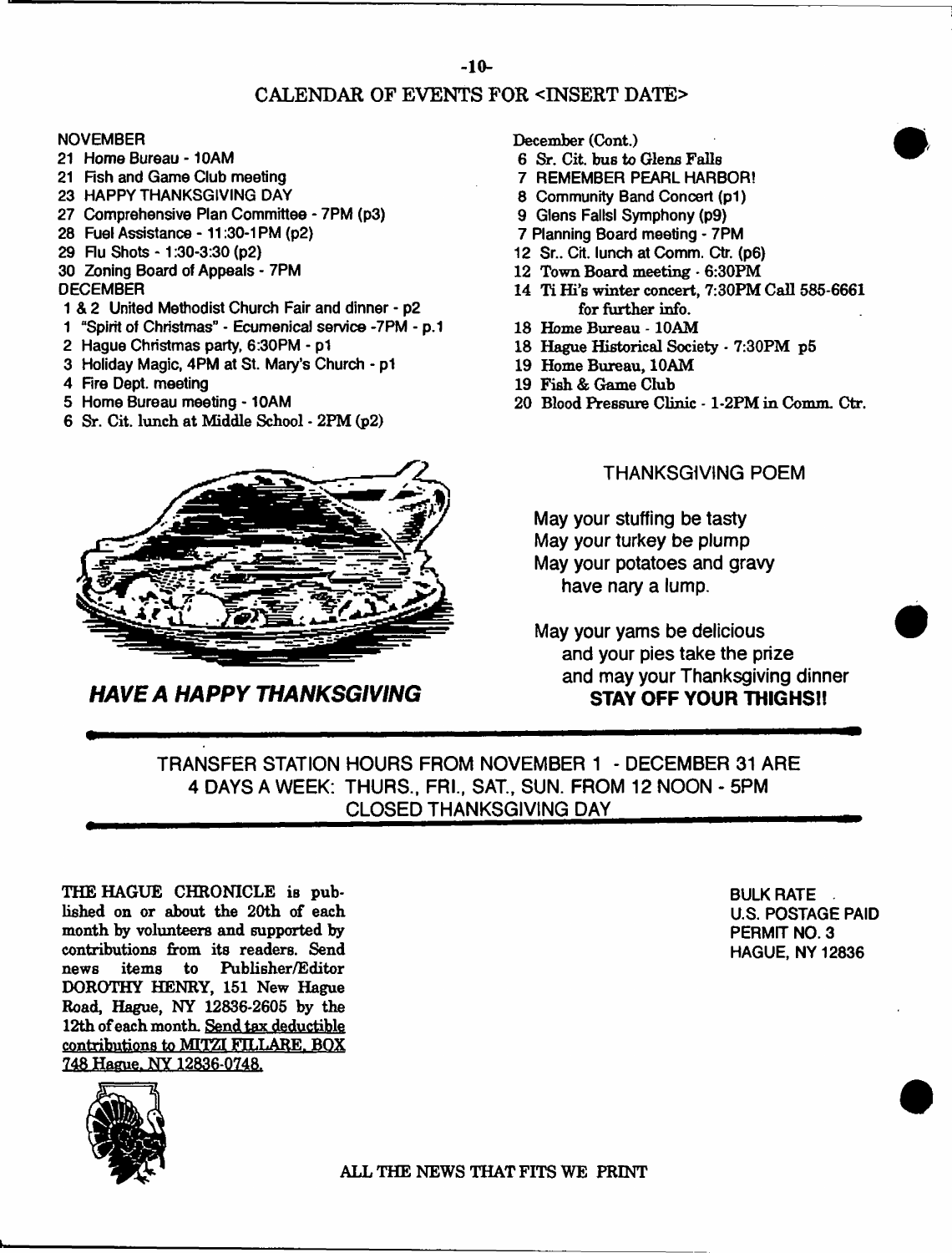## CALENDAR OF EVENTS FOR <INSERT DATE>

NOVEMBER

- 21 Home Bureau - 10AM
- 21 Fish and Game Club meeting
- 23 HAPPY THANKSGIVING DAY
- 27 Comprehensive Plan Committee - 7PM (p3)
- 28 Fuel Assistance - 11:30-1PM (p2)
- 29 Flu Shots - 1:30-3:30 (p2)
- 30 Zoning Board of Appeals - 7PM

DECEMBER

- 1 & 2 United Methodist Church Fair and dinner - p2
- 1 "Spirit of Christmas" - Ecumenical service -7PM - p.1
- 2 Hague Christmas party, 6:30PM - p1
- 3 Holiday Magic, 4PM at St. Mary's Church - p1
- 4 Fire Dept. meeting
- 5 Home Bureau meeting - 10AM
- 6 Sr. Cit. lunch at Middle School - 2PM (p2)

December (Cont.)

- 6 Sr. Cit. bus to Glens Falls
- 7 REMEMBER PEARL HARBOR!
- 8 Community Band Concert (p1)
- 9 Glens Falls! Symphony (p9)
- 7 Planning Board meeting - 7PM
- 12 Sr.. Cit. lunch at Comm. Ctr. (p6)
- 12 Town Board meeting - 6:30PM
- 14 Ti Hi's winter concert, 7:30PM Call 585-6661 for further info.
- 18 Home Bureau - 10AM
- 18 Hague Historical Society - 7:30PM p5
- 19 Home Bureau, 10AM
- 19 Fish & Game Club
- 20 Blood Pressure Clinic - 1-2PM in Comm. Ctr.

***HAVE A HAPPY THANKSGIVING***

### THANKSGIVING POEM

May your stuffing be tasty
May your turkey be plump
May your potatoes and gravy
have nary a lump.

May your yams be delicious
and your pies take the prize
and may your Thanksgiving dinner
**STAY OFF YOUR THIGHS!!**

---

TRANSFER STATION HOURS FROM NOVEMBER 1 - DECEMBER 31 ARE
4 DAYS A WEEK: THURS., FRI., SAT., SUN. FROM 12 NOON - 5PM
CLOSED THANKSGIVING DAY

---

THE HAGUE CHRONICLE is published on or about the 20th of each month by volunteers and supported by contributions from its readers. Send news items to Publisher/Editor DOROTHY HENRY, 151 New Hague Road, Hague, NY 12836-2605 by the 12th of each month. Send tax deductible contributions to MITZI FILLARE, BOX 748 Hague, NY 12836-0748.

BULK RATE
U.S. POSTAGE PAID
PERMIT NO. 3
HAGUE, NY 12836

ALL THE NEWS THAT FITS WE PRINT